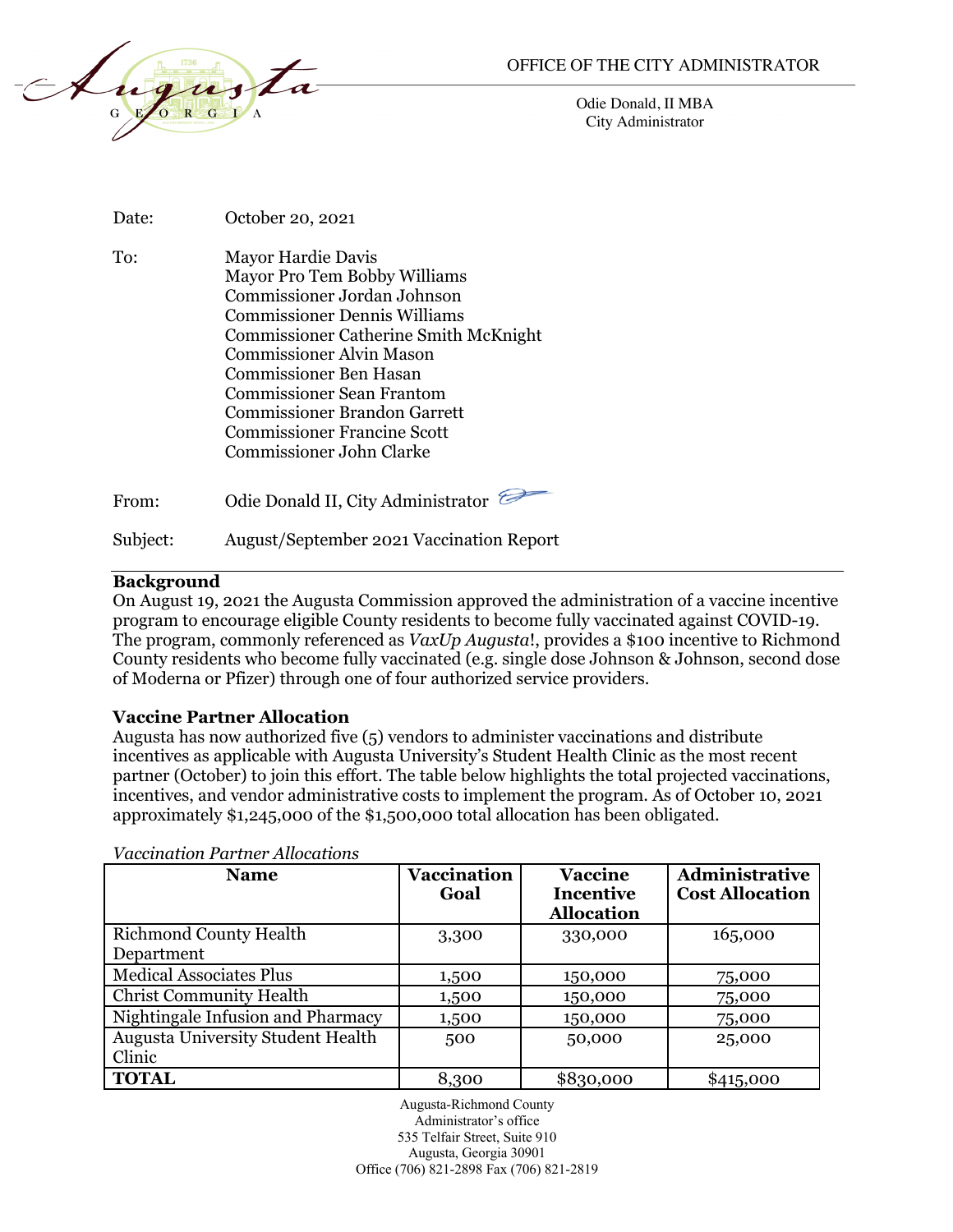OFFICE OF THE CITY ADMINISTRATOR

Odie Donald, II MBA
City Administrator

Date: October 20, 2021

To: Mayor Hardie Davis
Mayor Pro Tem Bobby Williams
Commissioner Jordan Johnson
Commissioner Dennis Williams
Commissioner Catherine Smith McKnight
Commissioner Alvin Mason
Commissioner Ben Hasan
Commissioner Sean Frantom
Commissioner Brandon Garrett
Commissioner Francine Scott
Commissioner John Clarke

From: Odie Donald II, City Administrator

Subject: August/September 2021 Vaccination Report

---

**Background**

On August 19, 2021 the Augusta Commission approved the administration of a vaccine incentive program to encourage eligible County residents to become fully vaccinated against COVID-19. The program, commonly referenced as *VaxUp Augusta*!, provides a $100 incentive to Richmond County residents who become fully vaccinated (e.g. single dose Johnson & Johnson, second dose of Moderna or Pfizer) through one of four authorized service providers.

**Vaccine Partner Allocation**

Augusta has now authorized five (5) vendors to administer vaccinations and distribute incentives as applicable with Augusta University's Student Health Clinic as the most recent partner (October) to join this effort. The table below highlights the total projected vaccinations, incentives, and vendor administrative costs to implement the program. As of October 10, 2021 approximately $1,245,000 of the $1,500,000 total allocation has been obligated.

*Vaccination Partner Allocations*

| Name | Vaccination Goal | Vaccine Incentive Allocation | Administrative Cost Allocation |
|---|---|---|---|
| Richmond County Health Department | 3,300 | 330,000 | 165,000 |
| Medical Associates Plus | 1,500 | 150,000 | 75,000 |
| Christ Community Health | 1,500 | 150,000 | 75,000 |
| Nightingale Infusion and Pharmacy | 1,500 | 150,000 | 75,000 |
| Augusta University Student Health Clinic | 500 | 50,000 | 25,000 |
| **TOTAL** | 8,300 | $830,000 | $415,000 |

Augusta-Richmond County
Administrator's office
535 Telfair Street, Suite 910
Augusta, Georgia 30901
Office (706) 821-2898 Fax (706) 821-2819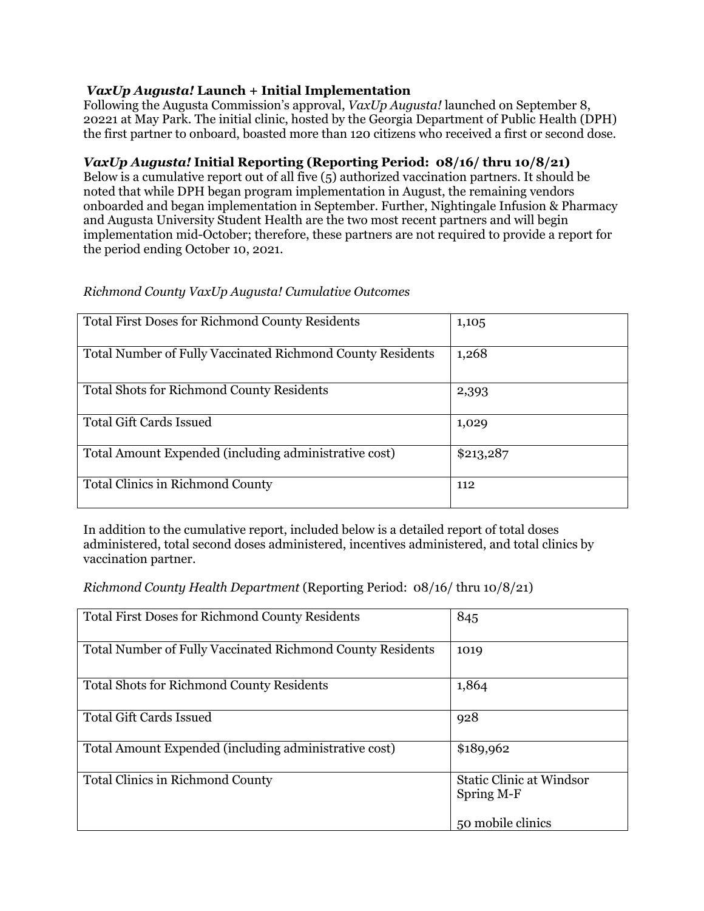### *VaxUp Augusta!* Launch + Initial Implementation

Following the Augusta Commission's approval, *VaxUp Augusta!* launched on September 8, 20221 at May Park. The initial clinic, hosted by the Georgia Department of Public Health (DPH) the first partner to onboard, boasted more than 120 citizens who received a first or second dose.

### *VaxUp Augusta!* Initial Reporting (Reporting Period: 08/16/ thru 10/8/21)

Below is a cumulative report out of all five (5) authorized vaccination partners. It should be noted that while DPH began program implementation in August, the remaining vendors onboarded and began implementation in September. Further, Nightingale Infusion & Pharmacy and Augusta University Student Health are the two most recent partners and will begin implementation mid-October; therefore, these partners are not required to provide a report for the period ending October 10, 2021.

*Richmond County VaxUp Augusta! Cumulative Outcomes*

| | |
|---|---|
| Total First Doses for Richmond County Residents | 1,105 |
| Total Number of Fully Vaccinated Richmond County Residents | 1,268 |
| Total Shots for Richmond County Residents | 2,393 |
| Total Gift Cards Issued | 1,029 |
| Total Amount Expended (including administrative cost) | $213,287 |
| Total Clinics in Richmond County | 112 |

In addition to the cumulative report, included below is a detailed report of total doses administered, total second doses administered, incentives administered, and total clinics by vaccination partner.

*Richmond County Health Department* (Reporting Period: 08/16/ thru 10/8/21)

| | |
|---|---|
| Total First Doses for Richmond County Residents | 845 |
| Total Number of Fully Vaccinated Richmond County Residents | 1019 |
| Total Shots for Richmond County Residents | 1,864 |
| Total Gift Cards Issued | 928 |
| Total Amount Expended (including administrative cost) | $189,962 |
| Total Clinics in Richmond County | Static Clinic at Windsor Spring M-F<br><br>50 mobile clinics |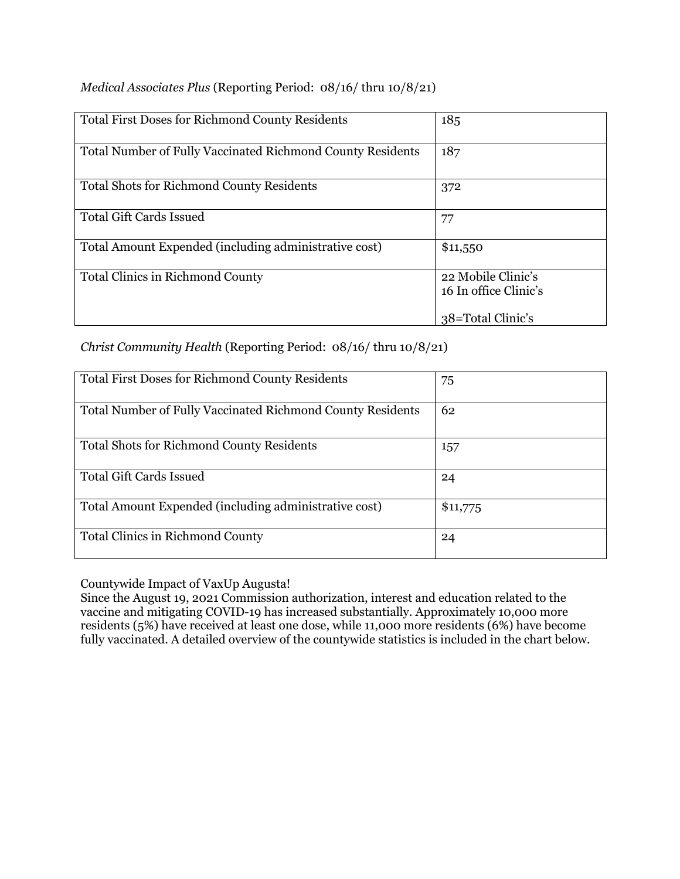*Medical Associates Plus* (Reporting Period: 08/16/ thru 10/8/21)

| | |
|---|---|
| Total First Doses for Richmond County Residents | 185 |
| Total Number of Fully Vaccinated Richmond County Residents | 187 |
| Total Shots for Richmond County Residents | 372 |
| Total Gift Cards Issued | 77 |
| Total Amount Expended (including administrative cost) | $11,550 |
| Total Clinics in Richmond County | 22 Mobile Clinic's<br>16 In office Clinic's<br><br>38=Total Clinic's |

*Christ Community Health* (Reporting Period: 08/16/ thru 10/8/21)

| | |
|---|---|
| Total First Doses for Richmond County Residents | 75 |
| Total Number of Fully Vaccinated Richmond County Residents | 62 |
| Total Shots for Richmond County Residents | 157 |
| Total Gift Cards Issued | 24 |
| Total Amount Expended (including administrative cost) | $11,775 |
| Total Clinics in Richmond County | 24 |

Countywide Impact of VaxUp Augusta!
Since the August 19, 2021 Commission authorization, interest and education related to the vaccine and mitigating COVID-19 has increased substantially. Approximately 10,000 more residents (5%) have received at least one dose, while 11,000 more residents (6%) have become fully vaccinated. A detailed overview of the countywide statistics is included in the chart below.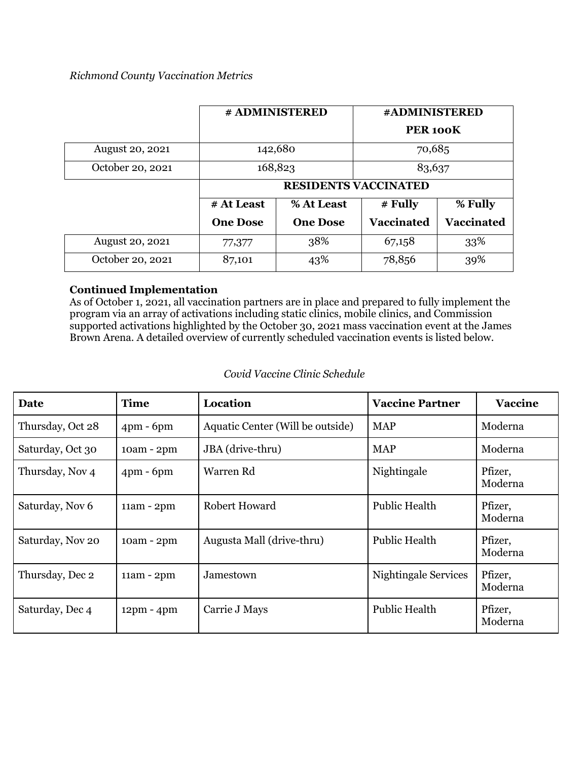*Richmond County Vaccination Metrics*

| | # ADMINISTERED | | #ADMINISTERED PER 100K | |
|---|---|---|---|---|
| August 20, 2021 | 142,680 | | 70,685 | |
| October 20, 2021 | 168,823 | | 83,637 | |
| | **RESIDENTS VACCINATED** | | | |
| | **# At Least One Dose** | **% At Least One Dose** | **# Fully Vaccinated** | **% Fully Vaccinated** |
| August 20, 2021 | 77,377 | 38% | 67,158 | 33% |
| October 20, 2021 | 87,101 | 43% | 78,856 | 39% |

**Continued Implementation**

As of October 1, 2021, all vaccination partners are in place and prepared to fully implement the program via an array of activations including static clinics, mobile clinics, and Commission supported activations highlighted by the October 30, 2021 mass vaccination event at the James Brown Arena. A detailed overview of currently scheduled vaccination events is listed below.

*Covid Vaccine Clinic Schedule*

| Date | Time | Location | Vaccine Partner | Vaccine |
|---|---|---|---|---|
| Thursday, Oct 28 | 4pm - 6pm | Aquatic Center (Will be outside) | MAP | Moderna |
| Saturday, Oct 30 | 10am - 2pm | JBA (drive-thru) | MAP | Moderna |
| Thursday, Nov 4 | 4pm - 6pm | Warren Rd | Nightingale | Pfizer, Moderna |
| Saturday, Nov 6 | 11am - 2pm | Robert Howard | Public Health | Pfizer, Moderna |
| Saturday, Nov 20 | 10am - 2pm | Augusta Mall (drive-thru) | Public Health | Pfizer, Moderna |
| Thursday, Dec 2 | 11am - 2pm | Jamestown | Nightingale Services | Pfizer, Moderna |
| Saturday, Dec 4 | 12pm - 4pm | Carrie J Mays | Public Health | Pfizer, Moderna |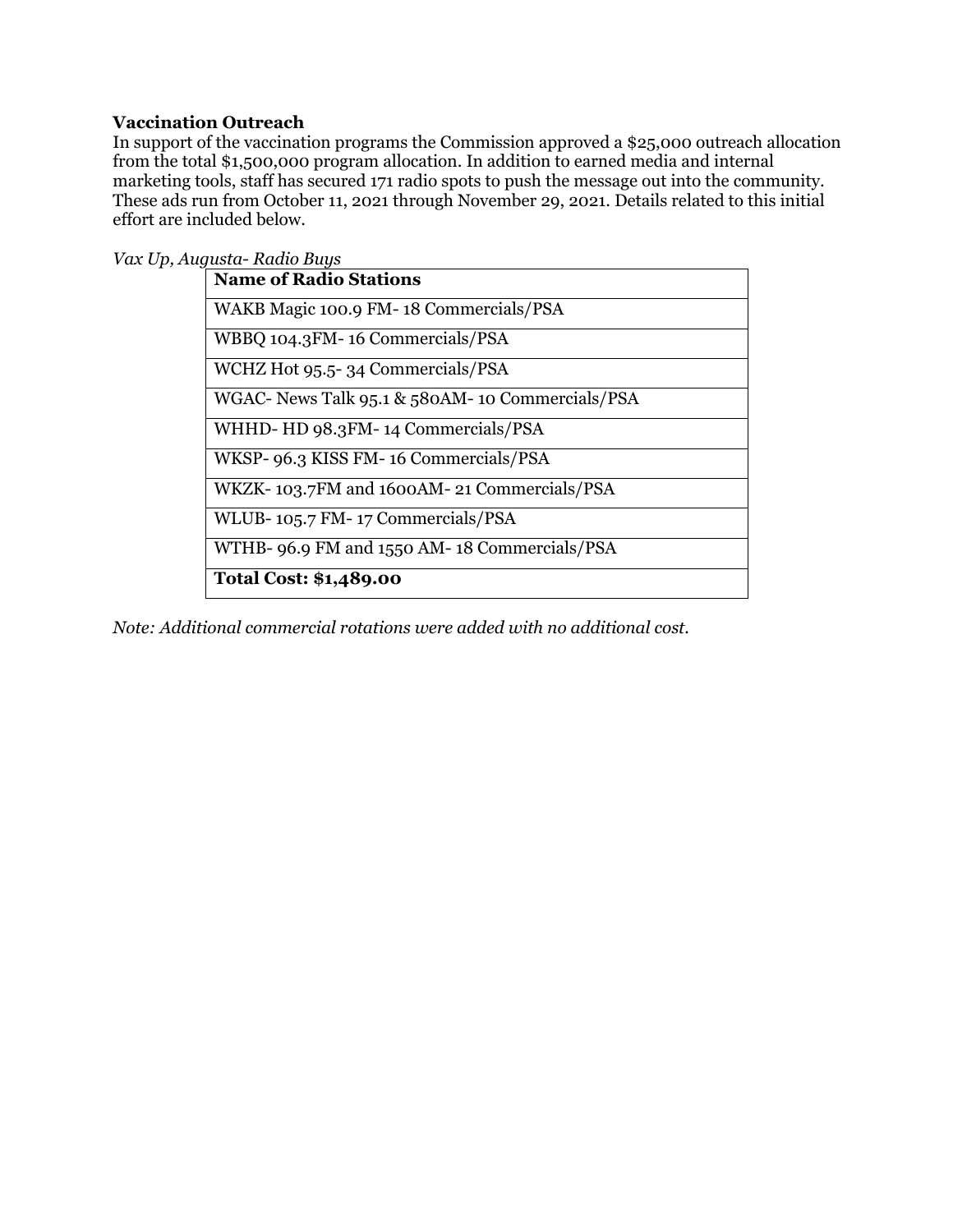**Vaccination Outreach**

In support of the vaccination programs the Commission approved a $25,000 outreach allocation from the total $1,500,000 program allocation. In addition to earned media and internal marketing tools, staff has secured 171 radio spots to push the message out into the community. These ads run from October 11, 2021 through November 29, 2021. Details related to this initial effort are included below.

*Vax Up, Augusta- Radio Buys*

| **Name of Radio Stations** |
| --- |
| WAKB Magic 100.9 FM- 18 Commercials/PSA |
| WBBQ 104.3FM- 16 Commercials/PSA |
| WCHZ Hot 95.5- 34 Commercials/PSA |
| WGAC- News Talk 95.1 & 580AM- 10 Commercials/PSA |
| WHHD- HD 98.3FM- 14 Commercials/PSA |
| WKSP- 96.3 KISS FM- 16 Commercials/PSA |
| WKZK- 103.7FM and 1600AM- 21 Commercials/PSA |
| WLUB- 105.7 FM- 17 Commercials/PSA |
| WTHB- 96.9 FM and 1550 AM- 18 Commercials/PSA |
| **Total Cost: $1,489.00** |

*Note: Additional commercial rotations were added with no additional cost.*